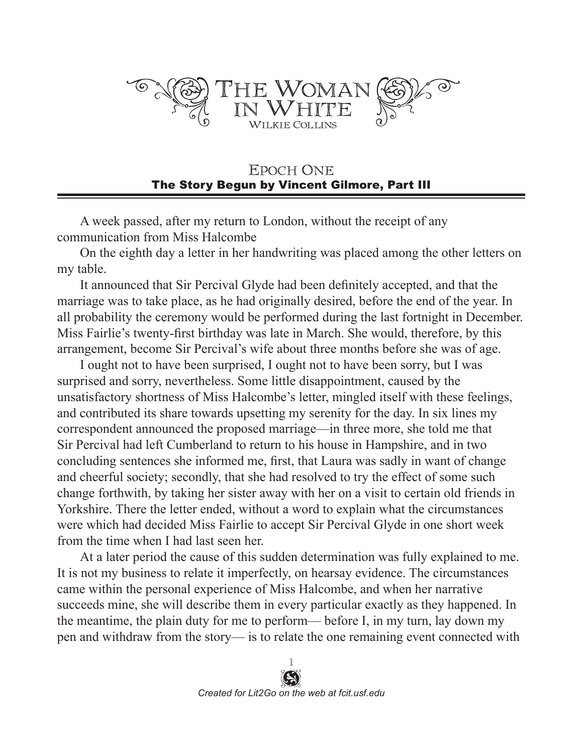# The Woman in White

Wilkie Collins

## Epoch One

### The Story Begun by Vincent Gilmore, Part III

A week passed, after my return to London, without the receipt of any communication from Miss Halcombe

On the eighth day a letter in her handwriting was placed among the other letters on my table.

It announced that Sir Percival Glyde had been definitely accepted, and that the marriage was to take place, as he had originally desired, before the end of the year. In all probability the ceremony would be performed during the last fortnight in December. Miss Fairlie's twenty-first birthday was late in March. She would, therefore, by this arrangement, become Sir Percival's wife about three months before she was of age.

I ought not to have been surprised, I ought not to have been sorry, but I was surprised and sorry, nevertheless. Some little disappointment, caused by the unsatisfactory shortness of Miss Halcombe's letter, mingled itself with these feelings, and contributed its share towards upsetting my serenity for the day. In six lines my correspondent announced the proposed marriage—in three more, she told me that Sir Percival had left Cumberland to return to his house in Hampshire, and in two concluding sentences she informed me, first, that Laura was sadly in want of change and cheerful society; secondly, that she had resolved to try the effect of some such change forthwith, by taking her sister away with her on a visit to certain old friends in Yorkshire. There the letter ended, without a word to explain what the circumstances were which had decided Miss Fairlie to accept Sir Percival Glyde in one short week from the time when I had last seen her.

At a later period the cause of this sudden determination was fully explained to me. It is not my business to relate it imperfectly, on hearsay evidence. The circumstances came within the personal experience of Miss Halcombe, and when her narrative succeeds mine, she will describe them in every particular exactly as they happened. In the meantime, the plain duty for me to perform— before I, in my turn, lay down my pen and withdraw from the story— is to relate the one remaining event connected with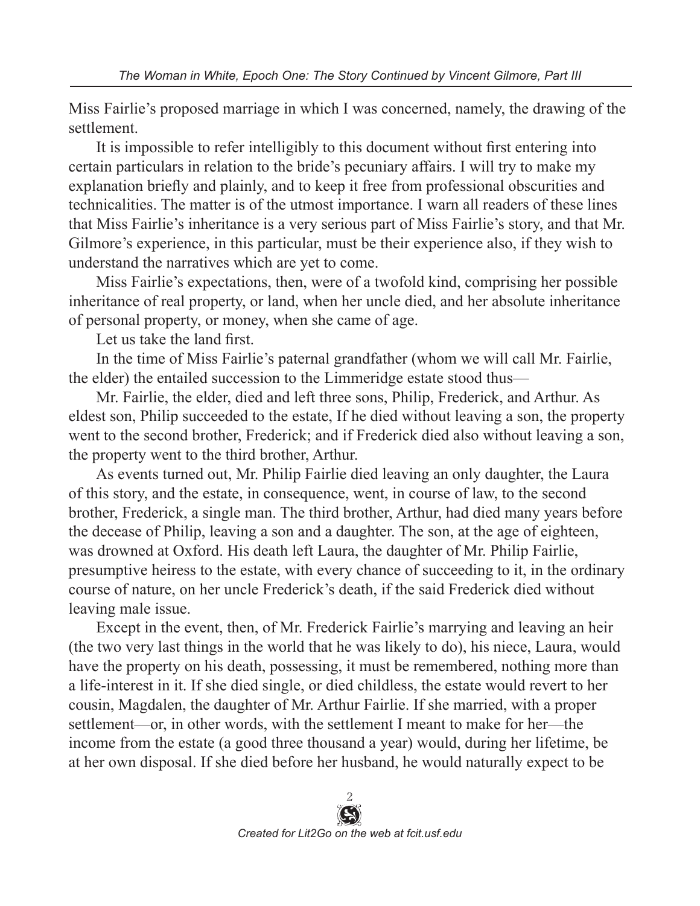Miss Fairlie's proposed marriage in which I was concerned, namely, the drawing of the settlement.

It is impossible to refer intelligibly to this document without first entering into certain particulars in relation to the bride's pecuniary affairs. I will try to make my explanation briefly and plainly, and to keep it free from professional obscurities and technicalities. The matter is of the utmost importance. I warn all readers of these lines that Miss Fairlie's inheritance is a very serious part of Miss Fairlie's story, and that Mr. Gilmore's experience, in this particular, must be their experience also, if they wish to understand the narratives which are yet to come.

Miss Fairlie's expectations, then, were of a twofold kind, comprising her possible inheritance of real property, or land, when her uncle died, and her absolute inheritance of personal property, or money, when she came of age.

Let us take the land first.

In the time of Miss Fairlie's paternal grandfather (whom we will call Mr. Fairlie, the elder) the entailed succession to the Limmeridge estate stood thus—

Mr. Fairlie, the elder, died and left three sons, Philip, Frederick, and Arthur. As eldest son, Philip succeeded to the estate, If he died without leaving a son, the property went to the second brother, Frederick; and if Frederick died also without leaving a son, the property went to the third brother, Arthur.

As events turned out, Mr. Philip Fairlie died leaving an only daughter, the Laura of this story, and the estate, in consequence, went, in course of law, to the second brother, Frederick, a single man. The third brother, Arthur, had died many years before the decease of Philip, leaving a son and a daughter. The son, at the age of eighteen, was drowned at Oxford. His death left Laura, the daughter of Mr. Philip Fairlie, presumptive heiress to the estate, with every chance of succeeding to it, in the ordinary course of nature, on her uncle Frederick's death, if the said Frederick died without leaving male issue.

Except in the event, then, of Mr. Frederick Fairlie's marrying and leaving an heir (the two very last things in the world that he was likely to do), his niece, Laura, would have the property on his death, possessing, it must be remembered, nothing more than a life-interest in it. If she died single, or died childless, the estate would revert to her cousin, Magdalen, the daughter of Mr. Arthur Fairlie. If she married, with a proper settlement—or, in other words, with the settlement I meant to make for her—the income from the estate (a good three thousand a year) would, during her lifetime, be at her own disposal. If she died before her husband, he would naturally expect to be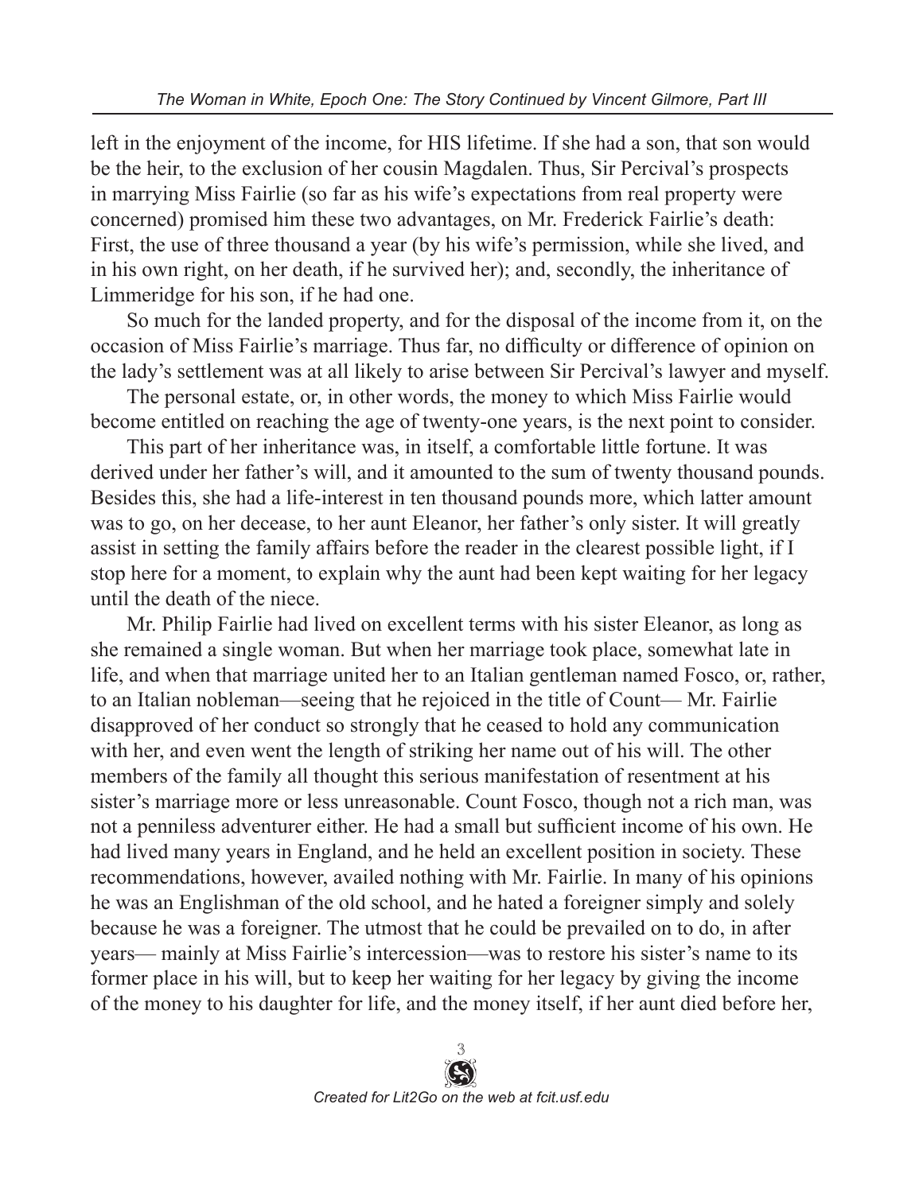left in the enjoyment of the income, for HIS lifetime. If she had a son, that son would be the heir, to the exclusion of her cousin Magdalen. Thus, Sir Percival's prospects in marrying Miss Fairlie (so far as his wife's expectations from real property were concerned) promised him these two advantages, on Mr. Frederick Fairlie's death: First, the use of three thousand a year (by his wife's permission, while she lived, and in his own right, on her death, if he survived her); and, secondly, the inheritance of Limmeridge for his son, if he had one.

So much for the landed property, and for the disposal of the income from it, on the occasion of Miss Fairlie's marriage. Thus far, no difficulty or difference of opinion on the lady's settlement was at all likely to arise between Sir Percival's lawyer and myself.

The personal estate, or, in other words, the money to which Miss Fairlie would become entitled on reaching the age of twenty-one years, is the next point to consider.

This part of her inheritance was, in itself, a comfortable little fortune. It was derived under her father's will, and it amounted to the sum of twenty thousand pounds. Besides this, she had a life-interest in ten thousand pounds more, which latter amount was to go, on her decease, to her aunt Eleanor, her father's only sister. It will greatly assist in setting the family affairs before the reader in the clearest possible light, if I stop here for a moment, to explain why the aunt had been kept waiting for her legacy until the death of the niece.

Mr. Philip Fairlie had lived on excellent terms with his sister Eleanor, as long as she remained a single woman. But when her marriage took place, somewhat late in life, and when that marriage united her to an Italian gentleman named Fosco, or, rather, to an Italian nobleman—seeing that he rejoiced in the title of Count— Mr. Fairlie disapproved of her conduct so strongly that he ceased to hold any communication with her, and even went the length of striking her name out of his will. The other members of the family all thought this serious manifestation of resentment at his sister's marriage more or less unreasonable. Count Fosco, though not a rich man, was not a penniless adventurer either. He had a small but sufficient income of his own. He had lived many years in England, and he held an excellent position in society. These recommendations, however, availed nothing with Mr. Fairlie. In many of his opinions he was an Englishman of the old school, and he hated a foreigner simply and solely because he was a foreigner. The utmost that he could be prevailed on to do, in after years— mainly at Miss Fairlie's intercession—was to restore his sister's name to its former place in his will, but to keep her waiting for her legacy by giving the income of the money to his daughter for life, and the money itself, if her aunt died before her,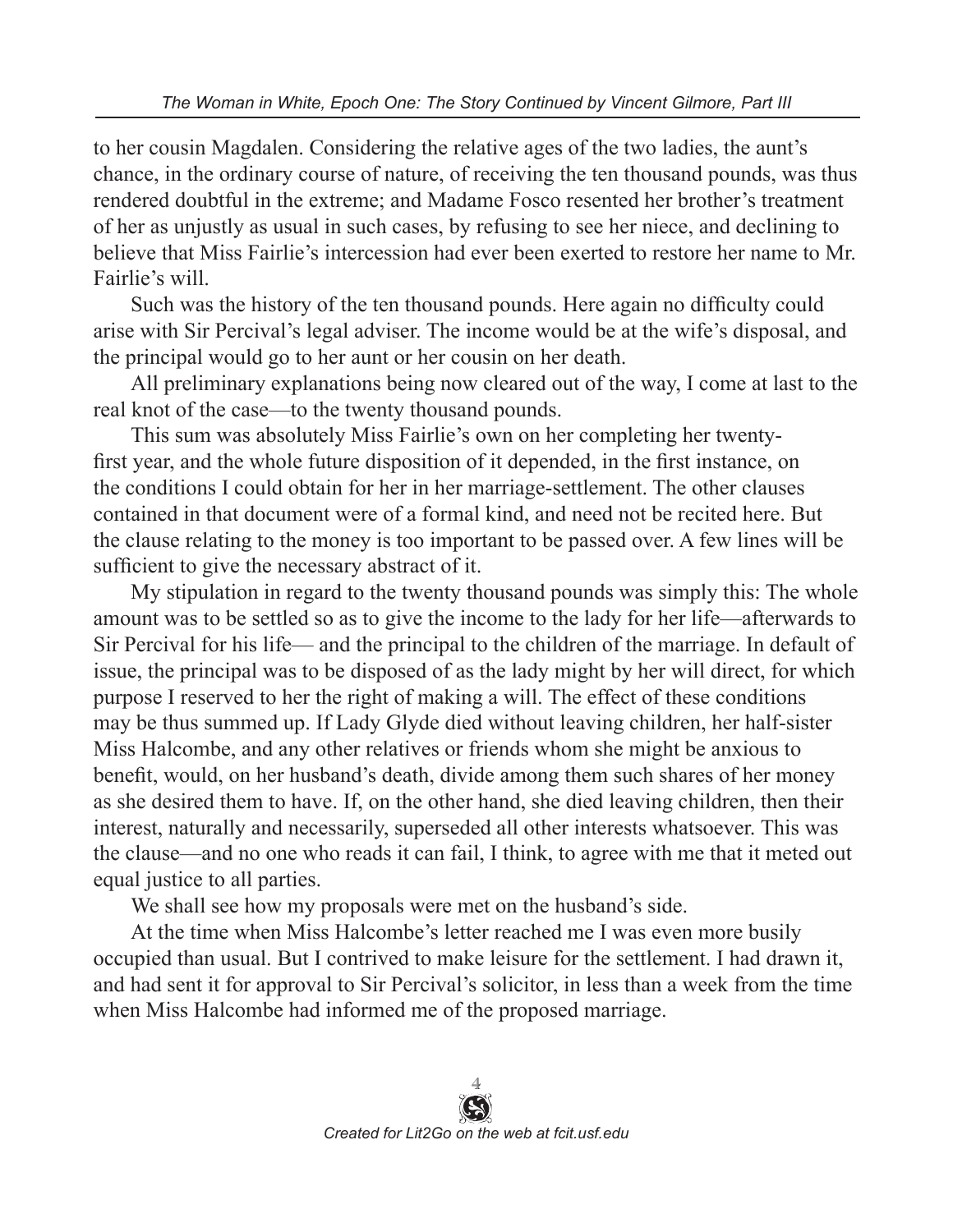to her cousin Magdalen. Considering the relative ages of the two ladies, the aunt's chance, in the ordinary course of nature, of receiving the ten thousand pounds, was thus rendered doubtful in the extreme; and Madame Fosco resented her brother's treatment of her as unjustly as usual in such cases, by refusing to see her niece, and declining to believe that Miss Fairlie's intercession had ever been exerted to restore her name to Mr. Fairlie's will.

Such was the history of the ten thousand pounds. Here again no difficulty could arise with Sir Percival's legal adviser. The income would be at the wife's disposal, and the principal would go to her aunt or her cousin on her death.

All preliminary explanations being now cleared out of the way, I come at last to the real knot of the case—to the twenty thousand pounds.

This sum was absolutely Miss Fairlie's own on her completing her twenty-first year, and the whole future disposition of it depended, in the first instance, on the conditions I could obtain for her in her marriage-settlement. The other clauses contained in that document were of a formal kind, and need not be recited here. But the clause relating to the money is too important to be passed over. A few lines will be sufficient to give the necessary abstract of it.

My stipulation in regard to the twenty thousand pounds was simply this: The whole amount was to be settled so as to give the income to the lady for her life—afterwards to Sir Percival for his life— and the principal to the children of the marriage. In default of issue, the principal was to be disposed of as the lady might by her will direct, for which purpose I reserved to her the right of making a will. The effect of these conditions may be thus summed up. If Lady Glyde died without leaving children, her half-sister Miss Halcombe, and any other relatives or friends whom she might be anxious to benefit, would, on her husband's death, divide among them such shares of her money as she desired them to have. If, on the other hand, she died leaving children, then their interest, naturally and necessarily, superseded all other interests whatsoever. This was the clause—and no one who reads it can fail, I think, to agree with me that it meted out equal justice to all parties.

We shall see how my proposals were met on the husband's side.

At the time when Miss Halcombe's letter reached me I was even more busily occupied than usual. But I contrived to make leisure for the settlement. I had drawn it, and had sent it for approval to Sir Percival's solicitor, in less than a week from the time when Miss Halcombe had informed me of the proposed marriage.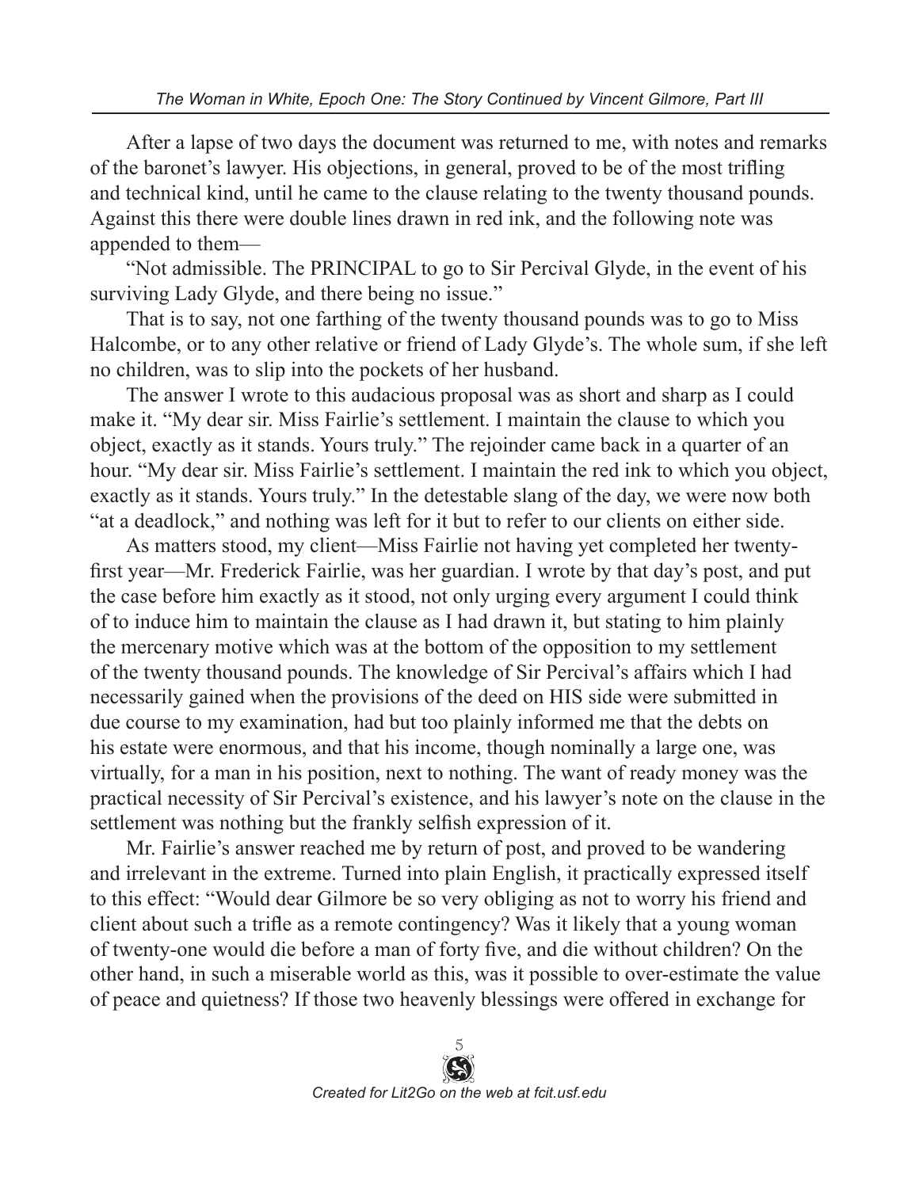After a lapse of two days the document was returned to me, with notes and remarks of the baronet's lawyer. His objections, in general, proved to be of the most trifling and technical kind, until he came to the clause relating to the twenty thousand pounds. Against this there were double lines drawn in red ink, and the following note was appended to them—

"Not admissible. The PRINCIPAL to go to Sir Percival Glyde, in the event of his surviving Lady Glyde, and there being no issue."

That is to say, not one farthing of the twenty thousand pounds was to go to Miss Halcombe, or to any other relative or friend of Lady Glyde's. The whole sum, if she left no children, was to slip into the pockets of her husband.

The answer I wrote to this audacious proposal was as short and sharp as I could make it. "My dear sir. Miss Fairlie's settlement. I maintain the clause to which you object, exactly as it stands. Yours truly." The rejoinder came back in a quarter of an hour. "My dear sir. Miss Fairlie's settlement. I maintain the red ink to which you object, exactly as it stands. Yours truly." In the detestable slang of the day, we were now both "at a deadlock," and nothing was left for it but to refer to our clients on either side.

As matters stood, my client—Miss Fairlie not having yet completed her twenty-first year—Mr. Frederick Fairlie, was her guardian. I wrote by that day's post, and put the case before him exactly as it stood, not only urging every argument I could think of to induce him to maintain the clause as I had drawn it, but stating to him plainly the mercenary motive which was at the bottom of the opposition to my settlement of the twenty thousand pounds. The knowledge of Sir Percival's affairs which I had necessarily gained when the provisions of the deed on HIS side were submitted in due course to my examination, had but too plainly informed me that the debts on his estate were enormous, and that his income, though nominally a large one, was virtually, for a man in his position, next to nothing. The want of ready money was the practical necessity of Sir Percival's existence, and his lawyer's note on the clause in the settlement was nothing but the frankly selfish expression of it.

Mr. Fairlie's answer reached me by return of post, and proved to be wandering and irrelevant in the extreme. Turned into plain English, it practically expressed itself to this effect: "Would dear Gilmore be so very obliging as not to worry his friend and client about such a trifle as a remote contingency? Was it likely that a young woman of twenty-one would die before a man of forty five, and die without children? On the other hand, in such a miserable world as this, was it possible to over-estimate the value of peace and quietness? If those two heavenly blessings were offered in exchange for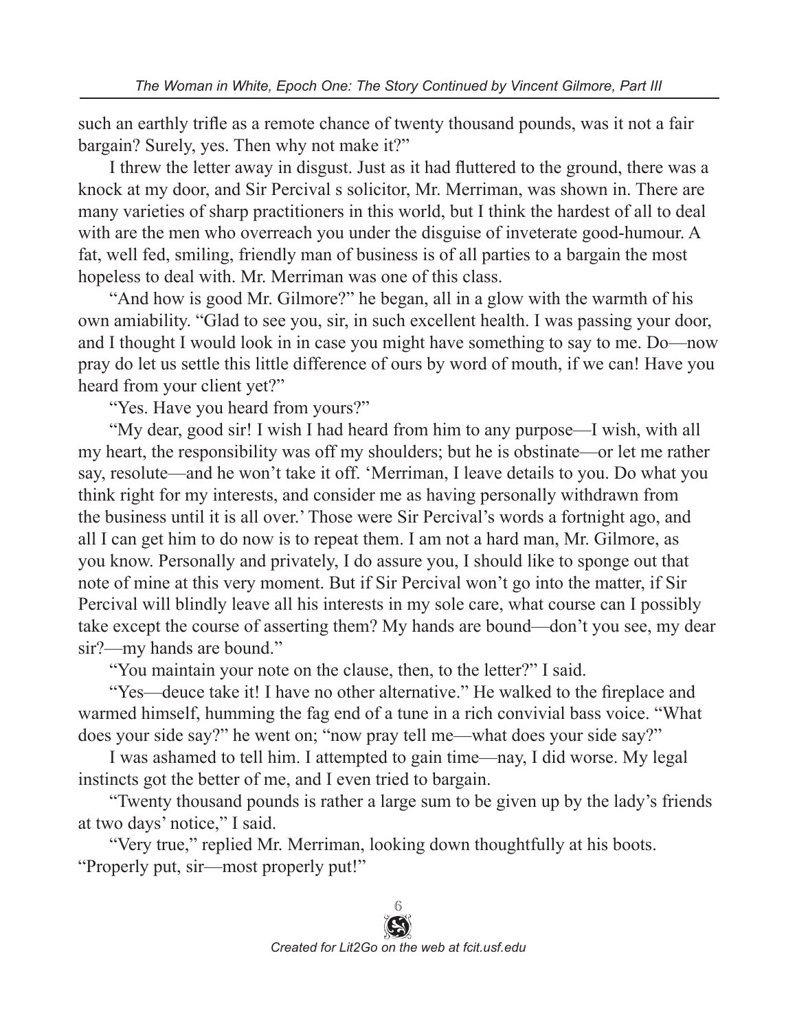such an earthly trifle as a remote chance of twenty thousand pounds, was it not a fair bargain? Surely, yes. Then why not make it?"

I threw the letter away in disgust. Just as it had fluttered to the ground, there was a knock at my door, and Sir Percival s solicitor, Mr. Merriman, was shown in. There are many varieties of sharp practitioners in this world, but I think the hardest of all to deal with are the men who overreach you under the disguise of inveterate good-humour. A fat, well fed, smiling, friendly man of business is of all parties to a bargain the most hopeless to deal with. Mr. Merriman was one of this class.

"And how is good Mr. Gilmore?" he began, all in a glow with the warmth of his own amiability. "Glad to see you, sir, in such excellent health. I was passing your door, and I thought I would look in in case you might have something to say to me. Do—now pray do let us settle this little difference of ours by word of mouth, if we can! Have you heard from your client yet?"

"Yes. Have you heard from yours?"

"My dear, good sir! I wish I had heard from him to any purpose—I wish, with all my heart, the responsibility was off my shoulders; but he is obstinate—or let me rather say, resolute—and he won't take it off. 'Merriman, I leave details to you. Do what you think right for my interests, and consider me as having personally withdrawn from the business until it is all over.' Those were Sir Percival's words a fortnight ago, and all I can get him to do now is to repeat them. I am not a hard man, Mr. Gilmore, as you know. Personally and privately, I do assure you, I should like to sponge out that note of mine at this very moment. But if Sir Percival won't go into the matter, if Sir Percival will blindly leave all his interests in my sole care, what course can I possibly take except the course of asserting them? My hands are bound—don't you see, my dear sir?—my hands are bound."

"You maintain your note on the clause, then, to the letter?" I said.

"Yes—deuce take it! I have no other alternative." He walked to the fireplace and warmed himself, humming the fag end of a tune in a rich convivial bass voice. "What does your side say?" he went on; "now pray tell me—what does your side say?"

I was ashamed to tell him. I attempted to gain time—nay, I did worse. My legal instincts got the better of me, and I even tried to bargain.

"Twenty thousand pounds is rather a large sum to be given up by the lady's friends at two days' notice," I said.

"Very true," replied Mr. Merriman, looking down thoughtfully at his boots. "Properly put, sir—most properly put!"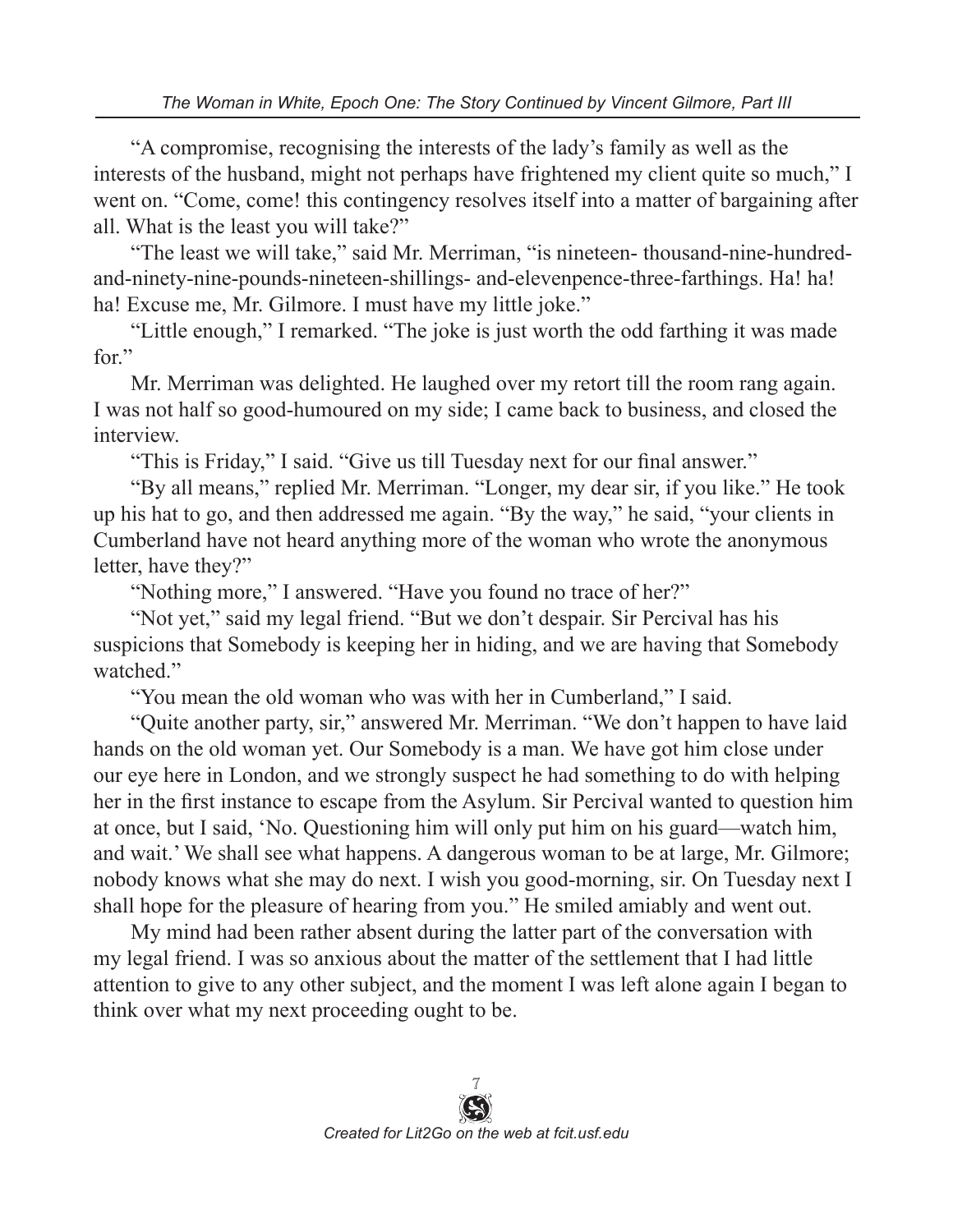"A compromise, recognising the interests of the lady's family as well as the interests of the husband, might not perhaps have frightened my client quite so much," I went on. "Come, come! this contingency resolves itself into a matter of bargaining after all. What is the least you will take?"

"The least we will take," said Mr. Merriman, "is nineteen- thousand-nine-hundred-and-ninety-nine-pounds-nineteen-shillings- and-elevenpence-three-farthings. Ha! ha! ha! Excuse me, Mr. Gilmore. I must have my little joke."

"Little enough," I remarked. "The joke is just worth the odd farthing it was made for."

Mr. Merriman was delighted. He laughed over my retort till the room rang again. I was not half so good-humoured on my side; I came back to business, and closed the interview.

"This is Friday," I said. "Give us till Tuesday next for our final answer."

"By all means," replied Mr. Merriman. "Longer, my dear sir, if you like." He took up his hat to go, and then addressed me again. "By the way," he said, "your clients in Cumberland have not heard anything more of the woman who wrote the anonymous letter, have they?"

"Nothing more," I answered. "Have you found no trace of her?"

"Not yet," said my legal friend. "But we don't despair. Sir Percival has his suspicions that Somebody is keeping her in hiding, and we are having that Somebody watched."

"You mean the old woman who was with her in Cumberland," I said.

"Quite another party, sir," answered Mr. Merriman. "We don't happen to have laid hands on the old woman yet. Our Somebody is a man. We have got him close under our eye here in London, and we strongly suspect he had something to do with helping her in the first instance to escape from the Asylum. Sir Percival wanted to question him at once, but I said, 'No. Questioning him will only put him on his guard—watch him, and wait.' We shall see what happens. A dangerous woman to be at large, Mr. Gilmore; nobody knows what she may do next. I wish you good-morning, sir. On Tuesday next I shall hope for the pleasure of hearing from you." He smiled amiably and went out.

My mind had been rather absent during the latter part of the conversation with my legal friend. I was so anxious about the matter of the settlement that I had little attention to give to any other subject, and the moment I was left alone again I began to think over what my next proceeding ought to be.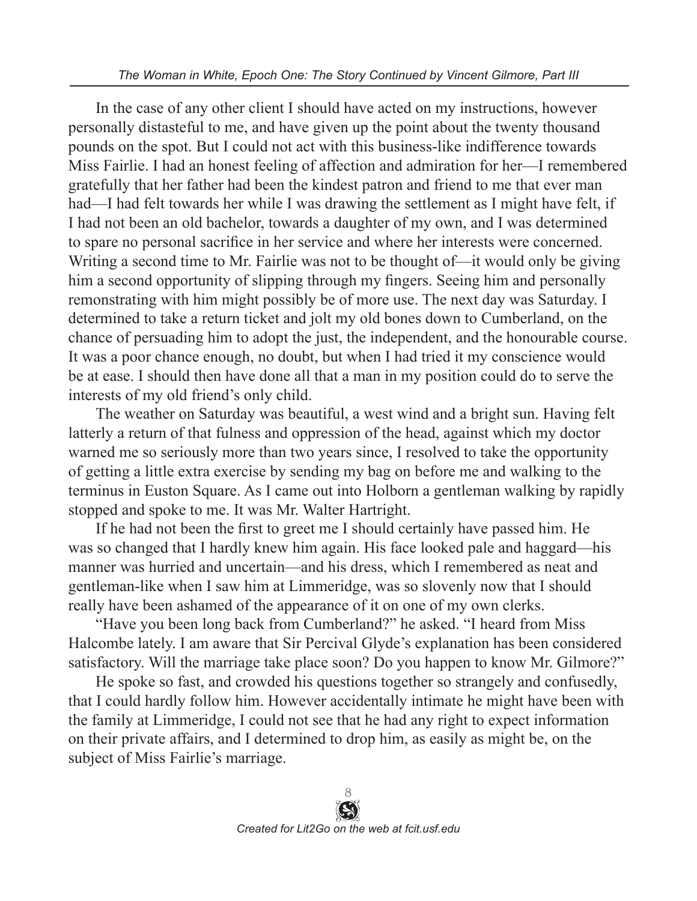In the case of any other client I should have acted on my instructions, however personally distasteful to me, and have given up the point about the twenty thousand pounds on the spot. But I could not act with this business-like indifference towards Miss Fairlie. I had an honest feeling of affection and admiration for her—I remembered gratefully that her father had been the kindest patron and friend to me that ever man had—I had felt towards her while I was drawing the settlement as I might have felt, if I had not been an old bachelor, towards a daughter of my own, and I was determined to spare no personal sacrifice in her service and where her interests were concerned. Writing a second time to Mr. Fairlie was not to be thought of—it would only be giving him a second opportunity of slipping through my fingers. Seeing him and personally remonstrating with him might possibly be of more use. The next day was Saturday. I determined to take a return ticket and jolt my old bones down to Cumberland, on the chance of persuading him to adopt the just, the independent, and the honourable course. It was a poor chance enough, no doubt, but when I had tried it my conscience would be at ease. I should then have done all that a man in my position could do to serve the interests of my old friend's only child.

The weather on Saturday was beautiful, a west wind and a bright sun. Having felt latterly a return of that fulness and oppression of the head, against which my doctor warned me so seriously more than two years since, I resolved to take the opportunity of getting a little extra exercise by sending my bag on before me and walking to the terminus in Euston Square. As I came out into Holborn a gentleman walking by rapidly stopped and spoke to me. It was Mr. Walter Hartright.

If he had not been the first to greet me I should certainly have passed him. He was so changed that I hardly knew him again. His face looked pale and haggard—his manner was hurried and uncertain—and his dress, which I remembered as neat and gentleman-like when I saw him at Limmeridge, was so slovenly now that I should really have been ashamed of the appearance of it on one of my own clerks.

"Have you been long back from Cumberland?" he asked. "I heard from Miss Halcombe lately. I am aware that Sir Percival Glyde's explanation has been considered satisfactory. Will the marriage take place soon? Do you happen to know Mr. Gilmore?"

He spoke so fast, and crowded his questions together so strangely and confusedly, that I could hardly follow him. However accidentally intimate he might have been with the family at Limmeridge, I could not see that he had any right to expect information on their private affairs, and I determined to drop him, as easily as might be, on the subject of Miss Fairlie's marriage.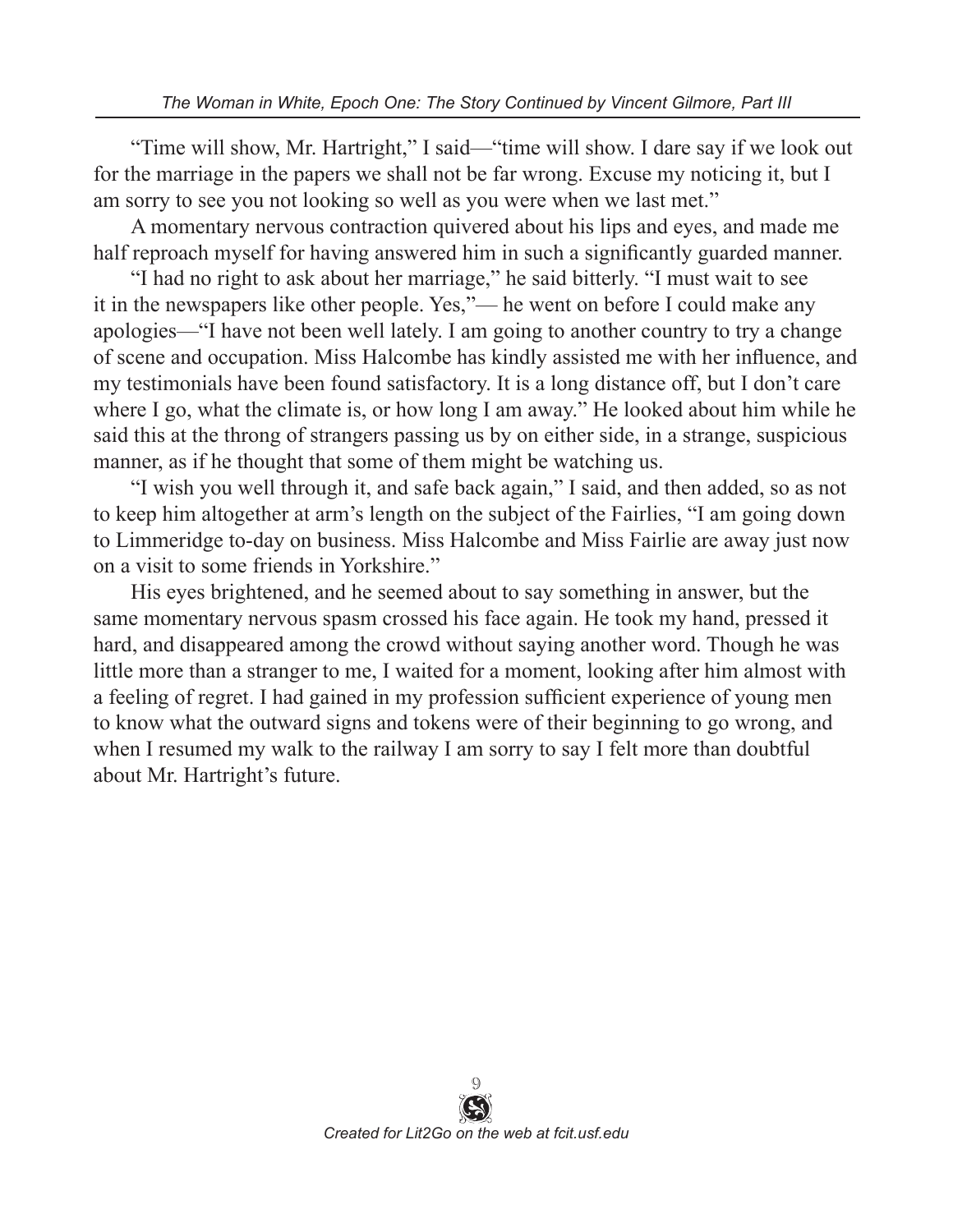"Time will show, Mr. Hartright," I said—"time will show. I dare say if we look out for the marriage in the papers we shall not be far wrong. Excuse my noticing it, but I am sorry to see you not looking so well as you were when we last met."

A momentary nervous contraction quivered about his lips and eyes, and made me half reproach myself for having answered him in such a significantly guarded manner.

"I had no right to ask about her marriage," he said bitterly. "I must wait to see it in the newspapers like other people. Yes,"— he went on before I could make any apologies—"I have not been well lately. I am going to another country to try a change of scene and occupation. Miss Halcombe has kindly assisted me with her influence, and my testimonials have been found satisfactory. It is a long distance off, but I don't care where I go, what the climate is, or how long I am away." He looked about him while he said this at the throng of strangers passing us by on either side, in a strange, suspicious manner, as if he thought that some of them might be watching us.

"I wish you well through it, and safe back again," I said, and then added, so as not to keep him altogether at arm's length on the subject of the Fairlies, "I am going down to Limmeridge to-day on business. Miss Halcombe and Miss Fairlie are away just now on a visit to some friends in Yorkshire."

His eyes brightened, and he seemed about to say something in answer, but the same momentary nervous spasm crossed his face again. He took my hand, pressed it hard, and disappeared among the crowd without saying another word. Though he was little more than a stranger to me, I waited for a moment, looking after him almost with a feeling of regret. I had gained in my profession sufficient experience of young men to know what the outward signs and tokens were of their beginning to go wrong, and when I resumed my walk to the railway I am sorry to say I felt more than doubtful about Mr. Hartright's future.